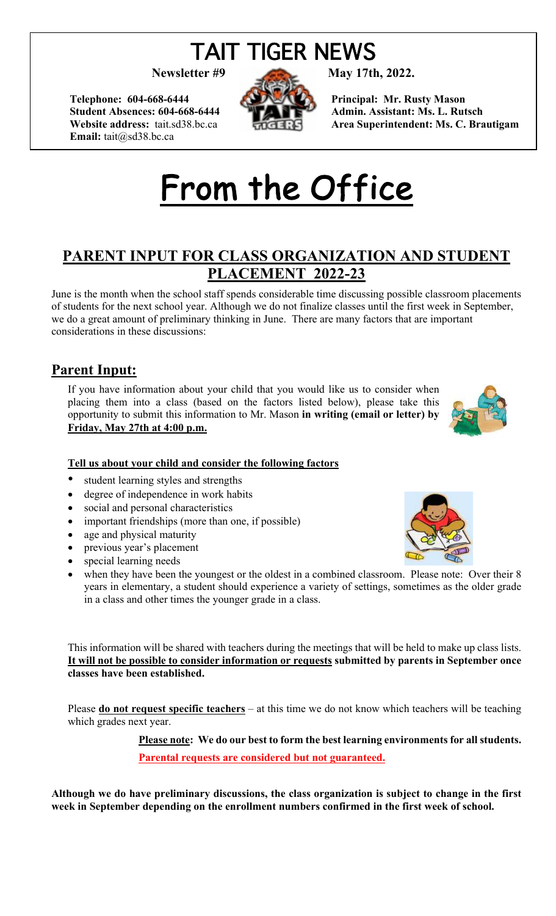# TAIT TIGER NEWS

**Newsletter #9** **May 17th, 2022.**

**Telephone: 604-668-6444**
**Student Absences: 604-668-6444**
**Website address:** tait.sd38.bc.ca
**Email:** tait@sd38.bc.ca

**Principal: Mr. Rusty Mason**
**Admin. Assistant: Ms. L. Rutsch**
**Area Superintendent: Ms. C. Brautigam**

# From the Office

## PARENT INPUT FOR CLASS ORGANIZATION AND STUDENT PLACEMENT 2022-23

June is the month when the school staff spends considerable time discussing possible classroom placements of students for the next school year. Although we do not finalize classes until the first week in September, we do a great amount of preliminary thinking in June. There are many factors that are important considerations in these discussions:

## Parent Input:

If you have information about your child that you would like us to consider when placing them into a class (based on the factors listed below), please take this opportunity to submit this information to Mr. Mason **in writing (email or letter) by Friday, May 27th at 4:00 p.m.**

**Tell us about your child and consider the following factors**

- student learning styles and strengths
- degree of independence in work habits
- social and personal characteristics
- important friendships (more than one, if possible)
- age and physical maturity
- previous year's placement
- special learning needs
- when they have been the youngest or the oldest in a combined classroom. Please note: Over their 8 years in elementary, a student should experience a variety of settings, sometimes as the older grade in a class and other times the younger grade in a class.

This information will be shared with teachers during the meetings that will be held to make up class lists. **It will not be possible to consider information or requests submitted by parents in September once classes have been established.**

Please **do not request specific teachers** – at this time we do not know which teachers will be teaching which grades next year.

**Please note: We do our best to form the best learning environments for all students.**

**Parental requests are considered but not guaranteed.**

**Although we do have preliminary discussions, the class organization is subject to change in the first week in September depending on the enrollment numbers confirmed in the first week of school.**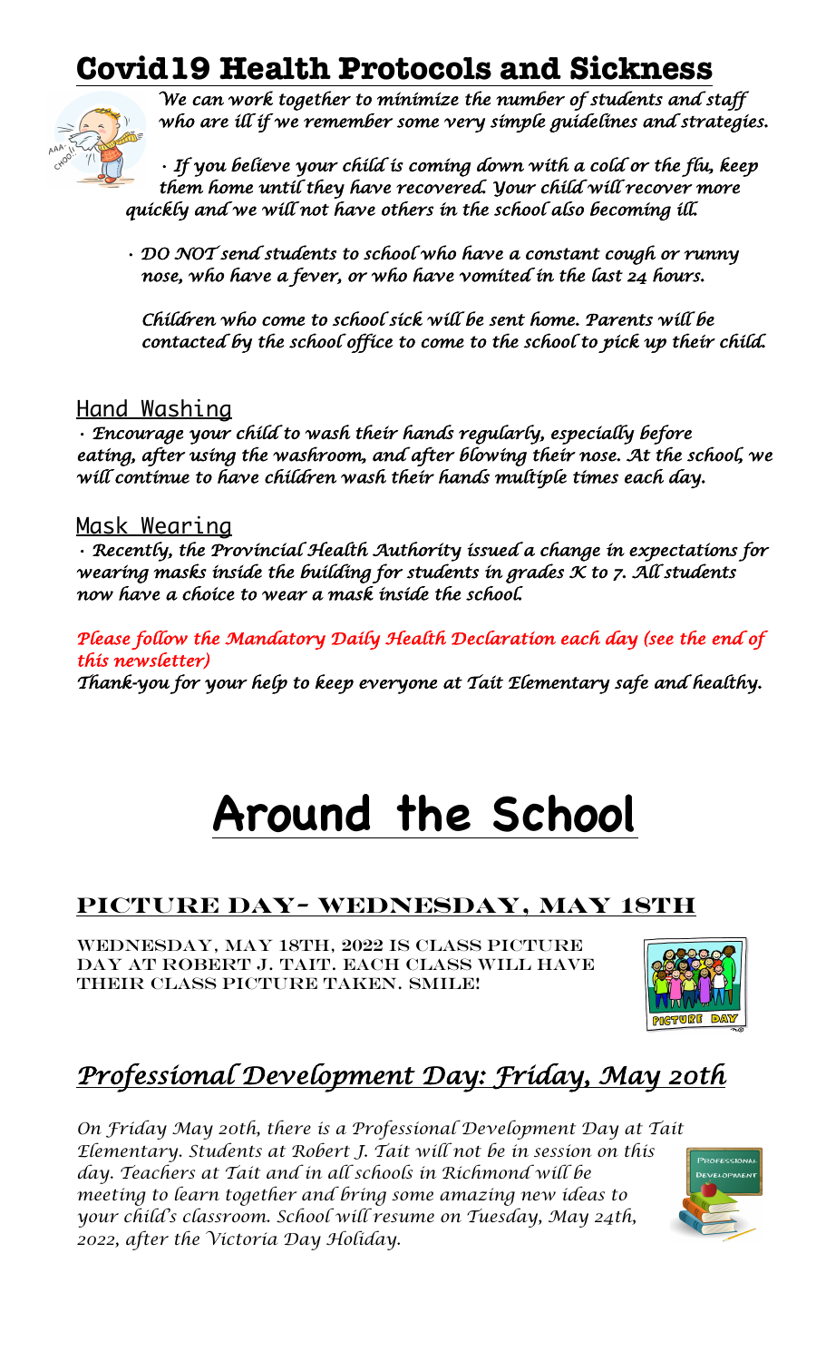# Covid19 Health Protocols and Sickness

*We can work together to minimize the number of students and staff who are ill if we remember some very simple guidelines and strategies.*

- *If you believe your child is coming down with a cold or the flu, keep them home until they have recovered. Your child will recover more quickly and we will not have others in the school also becoming ill.*

- *DO NOT send students to school who have a constant cough or runny nose, who have a fever, or who have vomited in the last 24 hours.*

*Children who come to school sick will be sent home. Parents will be contacted by the school office to come to the school to pick up their child.*

## Hand Washing

- *Encourage your child to wash their hands regularly, especially before eating, after using the washroom, and after blowing their nose. At the school, we will continue to have children wash their hands multiple times each day.*

## Mask Wearing

- *Recently, the Provincial Health Authority issued a change in expectations for wearing masks inside the building for students in grades K to 7. All students now have a choice to wear a mask inside the school.*

*Please follow the Mandatory Daily Health Declaration each day (see the end of this newsletter)*

*Thank-you for your help to keep everyone at Tait Elementary safe and healthy.*

# Around the School

## PICTURE DAY- WEDNESDAY, MAY 18TH

WEDNESDAY, MAY 18TH, 2022 IS CLASS PICTURE DAY AT ROBERT J. TAIT. EACH CLASS WILL HAVE THEIR CLASS PICTURE TAKEN. SMILE!

## *Professional Development Day: Friday, May 20th*

*On Friday May 20th, there is a Professional Development Day at Tait Elementary. Students at Robert J. Tait will not be in session on this day. Teachers at Tait and in all schools in Richmond will be meeting to learn together and bring some amazing new ideas to your child's classroom. School will resume on Tuesday, May 24th, 2022, after the Victoria Day Holiday.*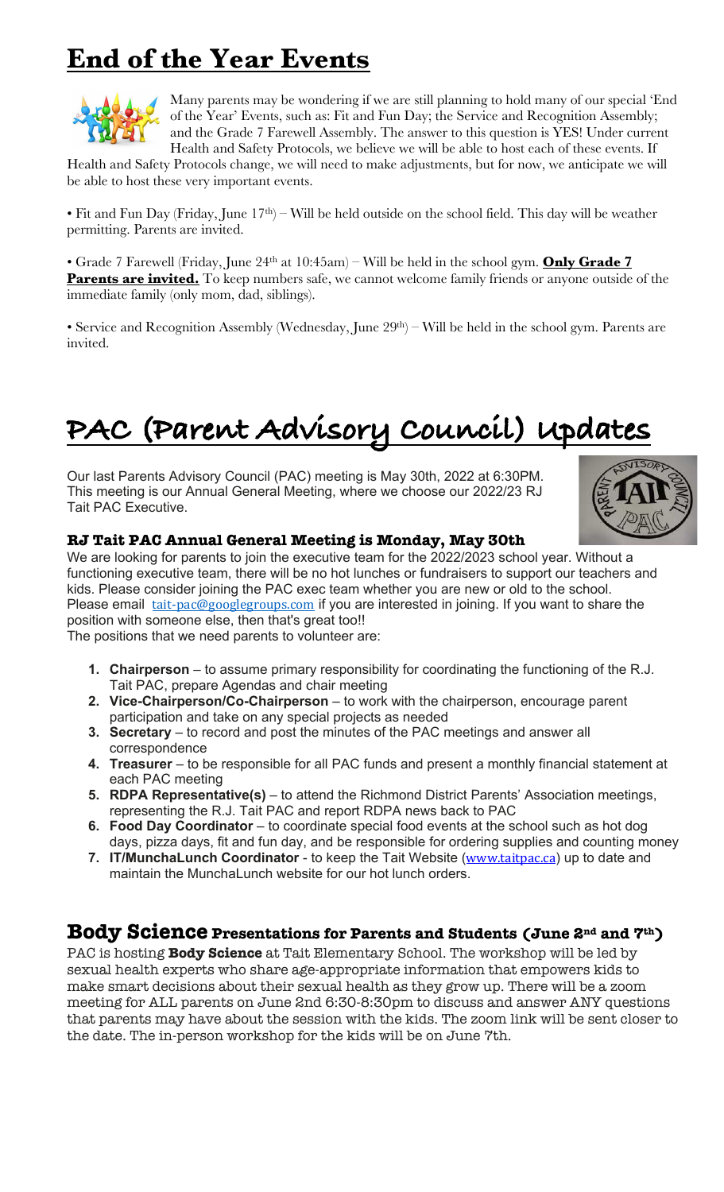# End of the Year Events

Many parents may be wondering if we are still planning to hold many of our special 'End of the Year' Events, such as: Fit and Fun Day; the Service and Recognition Assembly; and the Grade 7 Farewell Assembly. The answer to this question is YES! Under current Health and Safety Protocols, we believe we will be able to host each of these events. If Health and Safety Protocols change, we will need to make adjustments, but for now, we anticipate we will be able to host these very important events.

• Fit and Fun Day (Friday, June 17th) – Will be held outside on the school field. This day will be weather permitting. Parents are invited.

• Grade 7 Farewell (Friday, June 24th at 10:45am) – Will be held in the school gym. **Only Grade 7 Parents are invited.** To keep numbers safe, we cannot welcome family friends or anyone outside of the immediate family (only mom, dad, siblings).

• Service and Recognition Assembly (Wednesday, June 29th) – Will be held in the school gym. Parents are invited.

# PAC (Parent Advisory Council) Updates

Our last Parents Advisory Council (PAC) meeting is May 30th, 2022 at 6:30PM. This meeting is our Annual General Meeting, where we choose our 2022/23 RJ Tait PAC Executive.

### RJ Tait PAC Annual General Meeting is Monday, May 30th

We are looking for parents to join the executive team for the 2022/2023 school year. Without a functioning executive team, there will be no hot lunches or fundraisers to support our teachers and kids. Please consider joining the PAC exec team whether you are new or old to the school. Please email tait-pac@googlegroups.com if you are interested in joining. If you want to share the position with someone else, then that's great too!!

The positions that we need parents to volunteer are:

1. **Chairperson** – to assume primary responsibility for coordinating the functioning of the R.J. Tait PAC, prepare Agendas and chair meeting
2. **Vice-Chairperson/Co-Chairperson** – to work with the chairperson, encourage parent participation and take on any special projects as needed
3. **Secretary** – to record and post the minutes of the PAC meetings and answer all correspondence
4. **Treasurer** – to be responsible for all PAC funds and present a monthly financial statement at each PAC meeting
5. **RDPA Representative(s)** – to attend the Richmond District Parents' Association meetings, representing the R.J. Tait PAC and report RDPA news back to PAC
6. **Food Day Coordinator** – to coordinate special food events at the school such as hot dog days, pizza days, fit and fun day, and be responsible for ordering supplies and counting money
7. **IT/MunchaLunch Coordinator** - to keep the Tait Website (www.taitpac.ca) up to date and maintain the MunchaLunch website for our hot lunch orders.

## Body Science Presentations for Parents and Students (June 2nd and 7th)

PAC is hosting **Body Science** at Tait Elementary School. The workshop will be led by sexual health experts who share age-appropriate information that empowers kids to make smart decisions about their sexual health as they grow up. There will be a zoom meeting for ALL parents on June 2nd 6:30-8:30pm to discuss and answer ANY questions that parents may have about the session with the kids. The zoom link will be sent closer to the date. The in-person workshop for the kids will be on June 7th.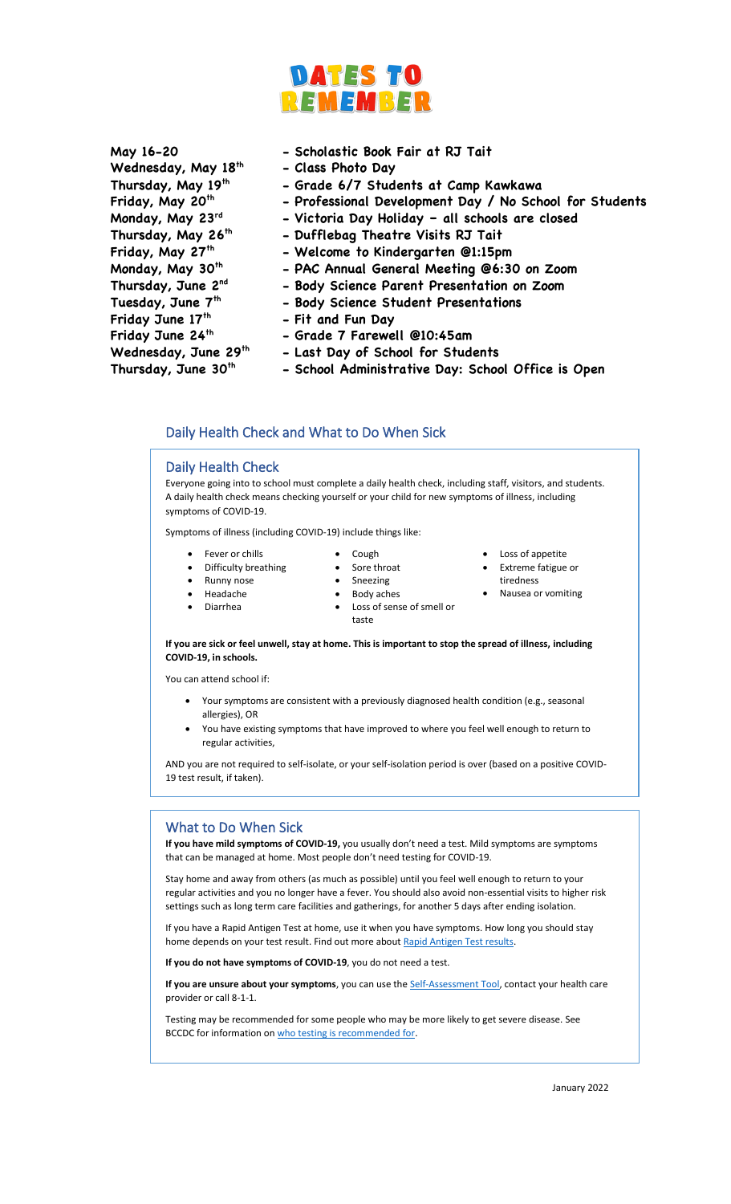# DATES TO REMEMBER

| | |
|---|---|
| **May 16-20** | **- Scholastic Book Fair at RJ Tait** |
| **Wednesday, May 18th** | **- Class Photo Day** |
| **Thursday, May 19th** | **- Grade 6/7 Students at Camp Kawkawa** |
| **Friday, May 20th** | **- Professional Development Day / No School for Students** |
| **Monday, May 23rd** | **- Victoria Day Holiday – all schools are closed** |
| **Thursday, May 26th** | **- Dufflebag Theatre Visits RJ Tait** |
| **Friday, May 27th** | **- Welcome to Kindergarten @1:15pm** |
| **Monday, May 30th** | **- PAC Annual General Meeting @6:30 on Zoom** |
| **Thursday, June 2nd** | **- Body Science Parent Presentation on Zoom** |
| **Tuesday, June 7th** | **- Body Science Student Presentations** |
| **Friday June 17th** | **- Fit and Fun Day** |
| **Friday June 24th** | **- Grade 7 Farewell @10:45am** |
| **Wednesday, June 29th** | **- Last Day of School for Students** |
| **Thursday, June 30th** | **- School Administrative Day: School Office is Open** |

## Daily Health Check and What to Do When Sick

### Daily Health Check

Everyone going into to school must complete a daily health check, including staff, visitors, and students. A daily health check means checking yourself or your child for new symptoms of illness, including symptoms of COVID-19.

Symptoms of illness (including COVID-19) include things like:

- Fever or chills
- Difficulty breathing
- Runny nose
- Headache
- Diarrhea
- Cough
- Sore throat
- Sneezing
- Body aches
- Loss of sense of smell or taste
- Loss of appetite
- Extreme fatigue or tiredness
- Nausea or vomiting

**If you are sick or feel unwell, stay at home. This is important to stop the spread of illness, including COVID-19, in schools.**

You can attend school if:

- Your symptoms are consistent with a previously diagnosed health condition (e.g., seasonal allergies), OR
- You have existing symptoms that have improved to where you feel well enough to return to regular activities,

AND you are not required to self-isolate, or your self-isolation period is over (based on a positive COVID-19 test result, if taken).

### What to Do When Sick

**If you have mild symptoms of COVID-19,** you usually don't need a test. Mild symptoms are symptoms that can be managed at home. Most people don't need testing for COVID-19.

Stay home and away from others (as much as possible) until you feel well enough to return to your regular activities and you no longer have a fever. You should also avoid non-essential visits to higher risk settings such as long term care facilities and gatherings, for another 5 days after ending isolation.

If you have a Rapid Antigen Test at home, use it when you have symptoms. How long you should stay home depends on your test result. Find out more about Rapid Antigen Test results.

**If you do not have symptoms of COVID-19**, you do not need a test.

**If you are unsure about your symptoms**, you can use the Self-Assessment Tool, contact your health care provider or call 8-1-1.

Testing may be recommended for some people who may be more likely to get severe disease. See BCCDC for information on who testing is recommended for.

January 2022